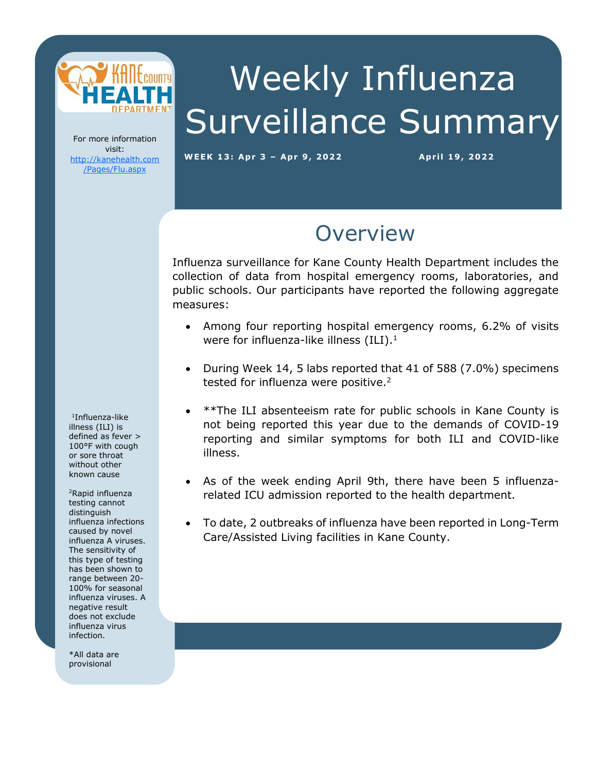# Weekly Influenza Surveillance Summary

**WEEK 13: Apr 3 – Apr 9, 2022** **April 19, 2022**

For more information visit: http://kanehealth.com/Pages/Flu.aspx

## Overview

Influenza surveillance for Kane County Health Department includes the collection of data from hospital emergency rooms, laboratories, and public schools. Our participants have reported the following aggregate measures:

- Among four reporting hospital emergency rooms, 6.2% of visits were for influenza-like illness (ILI).[1]
- During Week 14, 5 labs reported that 41 of 588 (7.0%) specimens tested for influenza were positive.[2]
- **The ILI absenteeism rate for public schools in Kane County is not being reported this year due to the demands of COVID-19 reporting and similar symptoms for both ILI and COVID-like illness.
- As of the week ending April 9th, there have been 5 influenza-related ICU admission reported to the health department.
- To date, 2 outbreaks of influenza have been reported in Long-Term Care/Assisted Living facilities in Kane County.

[1]Influenza-like illness (ILI) is defined as fever > 100°F with cough or sore throat without other known cause

[2]Rapid influenza testing cannot distinguish influenza infections caused by novel influenza A viruses. The sensitivity of this type of testing has been shown to range between 20-100% for seasonal influenza viruses. A negative result does not exclude influenza virus infection.

*All data are provisional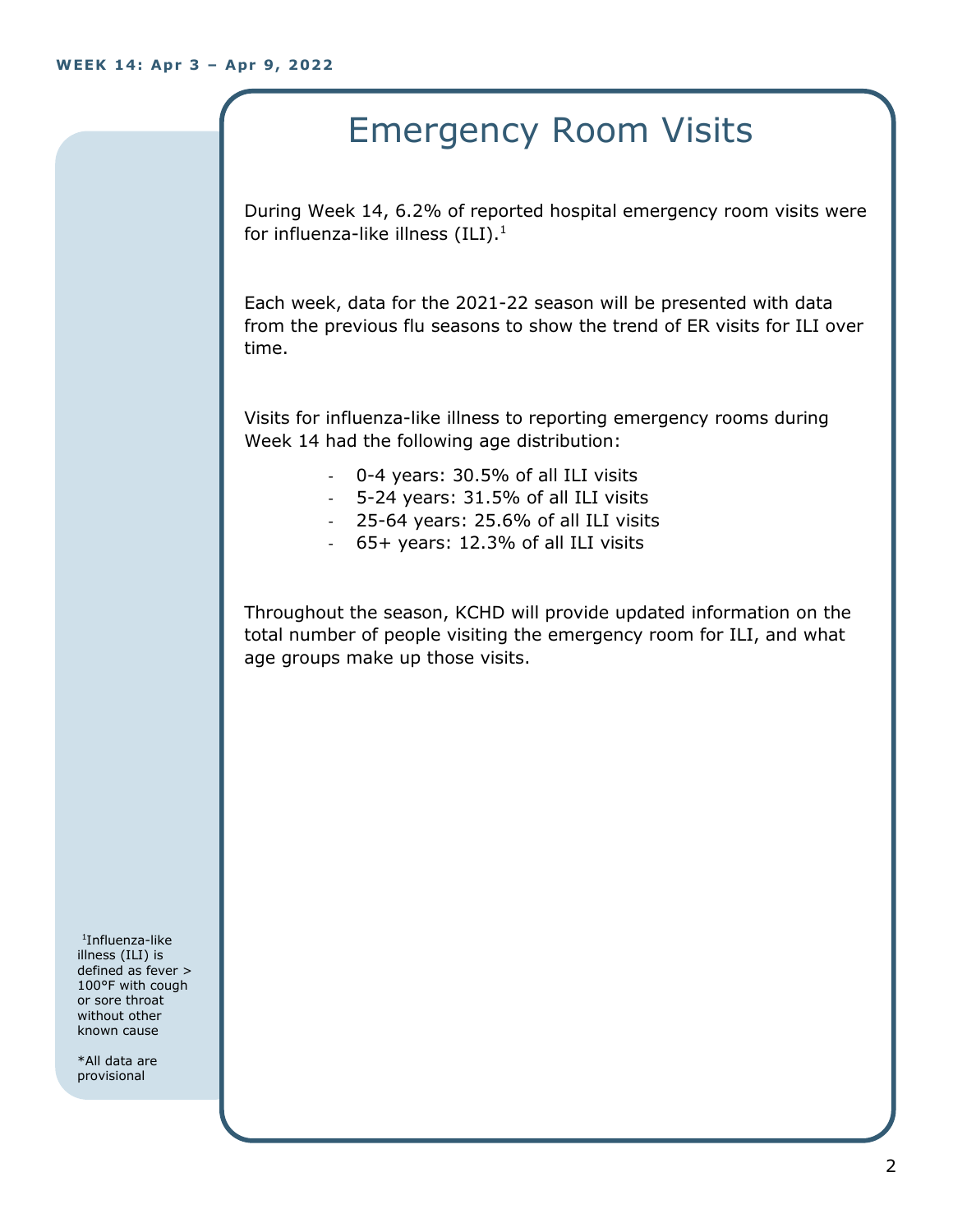# Emergency Room Visits

During Week 14, 6.2% of reported hospital emergency room visits were for influenza-like illness (ILI).[1]

Each week, data for the 2021-22 season will be presented with data from the previous flu seasons to show the trend of ER visits for ILI over time.

Visits for influenza-like illness to reporting emergency rooms during Week 14 had the following age distribution:

- 0-4 years: 30.5% of all ILI visits
- 5-24 years: 31.5% of all ILI visits
- 25-64 years: 25.6% of all ILI visits
- 65+ years: 12.3% of all ILI visits

Throughout the season, KCHD will provide updated information on the total number of people visiting the emergency room for ILI, and what age groups make up those visits.

[1]Influenza-like illness (ILI) is defined as fever > 100°F with cough or sore throat without other known cause

*All data are provisional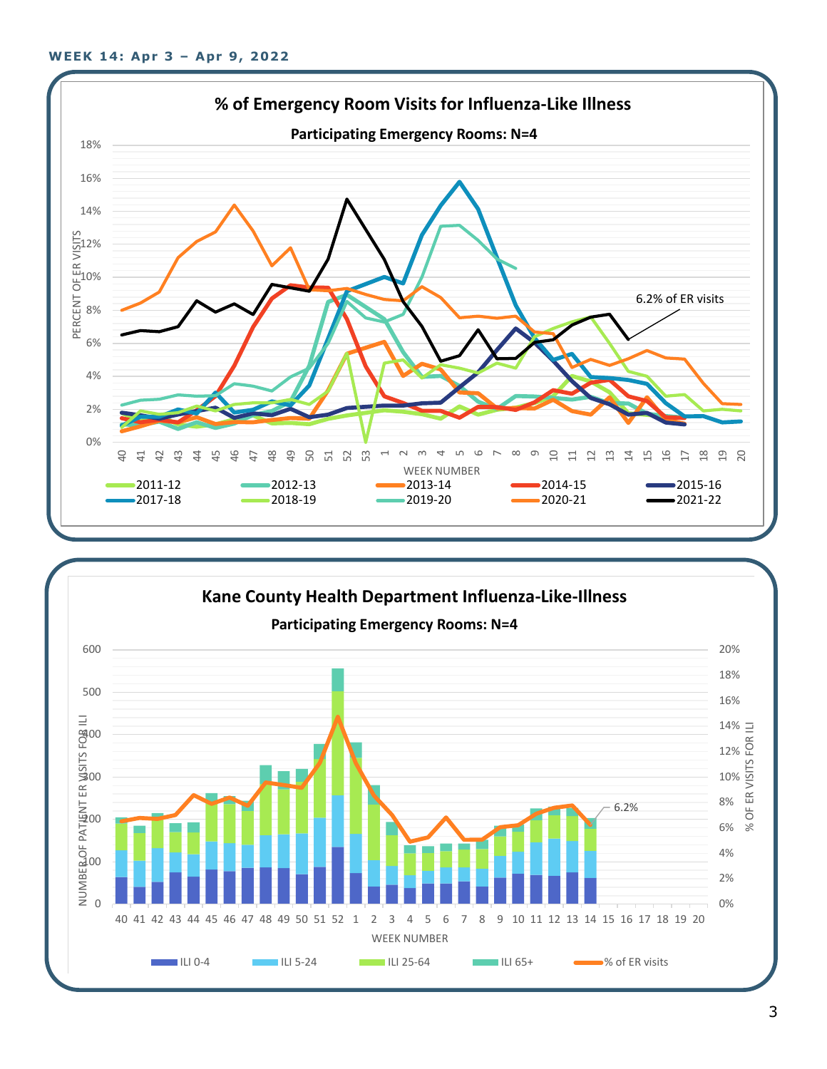**WEEK 14: Apr 3 – Apr 9, 2022**

## % of Emergency Room Visits for Influenza-Like Illness

**Participating Emergency Rooms: N=4**

PERCENT OF ER VISITS (0%–18%) by WEEK NUMBER (40–20)

6.2% of ER visits

Legend: 2011-12, 2012-13, 2013-14, 2014-15, 2015-16, 2017-18, 2018-19, 2019-20, 2020-21, 2021-22

## Kane County Health Department Influenza-Like-Illness

**Participating Emergency Rooms: N=4**

NUMBER OF PATIENT ER VISITS FOR ILI (0–600); % OF ER VISITS FOR ILI (0%–20%) by WEEK NUMBER (40–20)

6.2%

Legend: ILI 0-4, ILI 5-24, ILI 25-64, ILI 65+, % of ER visits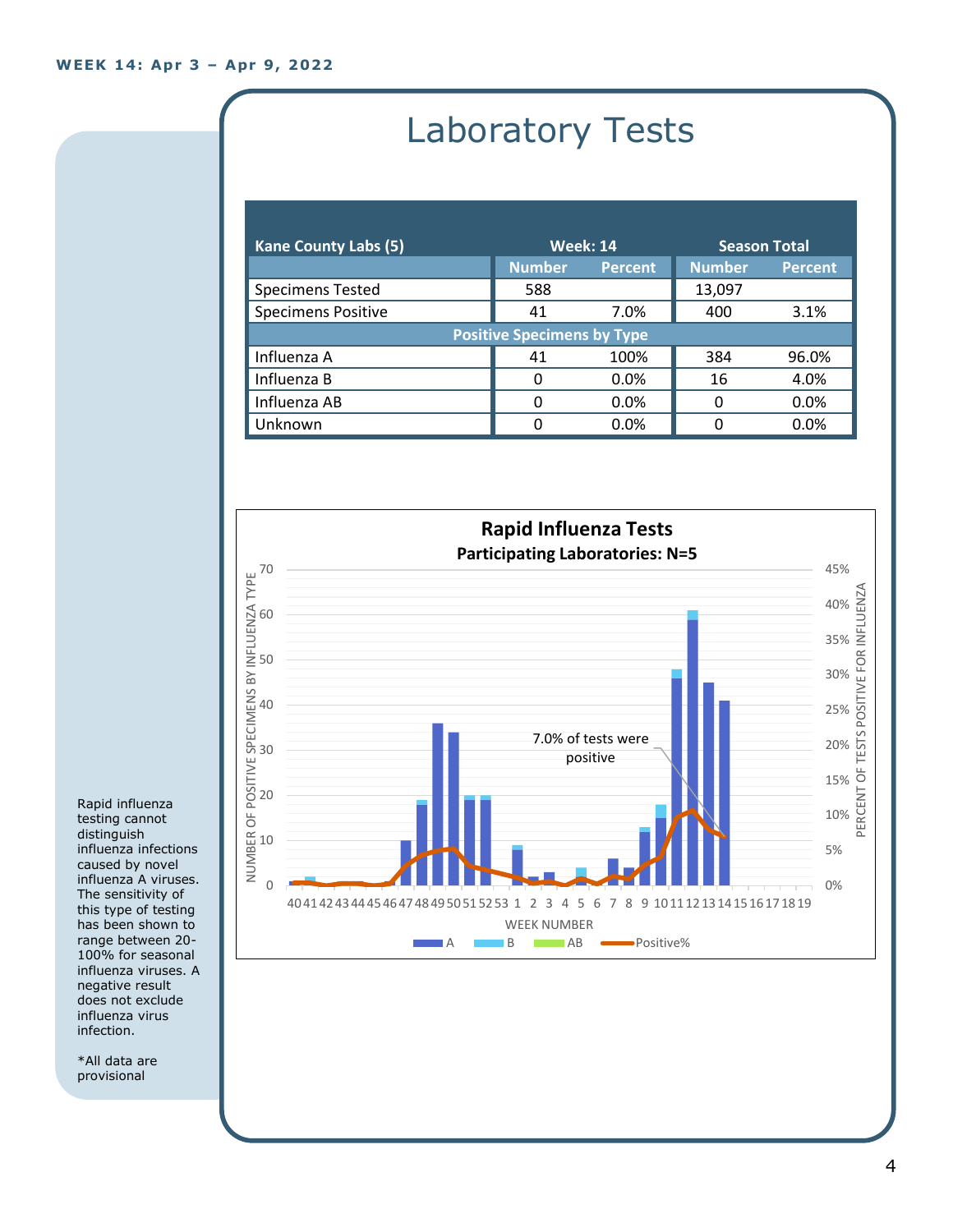WEEK 14: Apr 3 – Apr 9, 2022

# Laboratory Tests

| Kane County Labs (5) | Week: 14 | | Season Total | |
|---|---|---|---|---|
| | Number | Percent | Number | Percent |
| Specimens Tested | 588 | | 13,097 | |
| Specimens Positive | 41 | 7.0% | 400 | 3.1% |
| **Positive Specimens by Type** | | | | |
| Influenza A | 41 | 100% | 384 | 96.0% |
| Influenza B | 0 | 0.0% | 16 | 4.0% |
| Influenza AB | 0 | 0.0% | 0 | 0.0% |
| Unknown | 0 | 0.0% | 0 | 0.0% |

**Rapid Influenza Tests**

**Participating Laboratories: N=5**

7.0% of tests were positive

Rapid influenza testing cannot distinguish influenza infections caused by novel influenza A viruses. The sensitivity of this type of testing has been shown to range between 20-100% for seasonal influenza viruses. A negative result does not exclude influenza virus infection.

*All data are provisional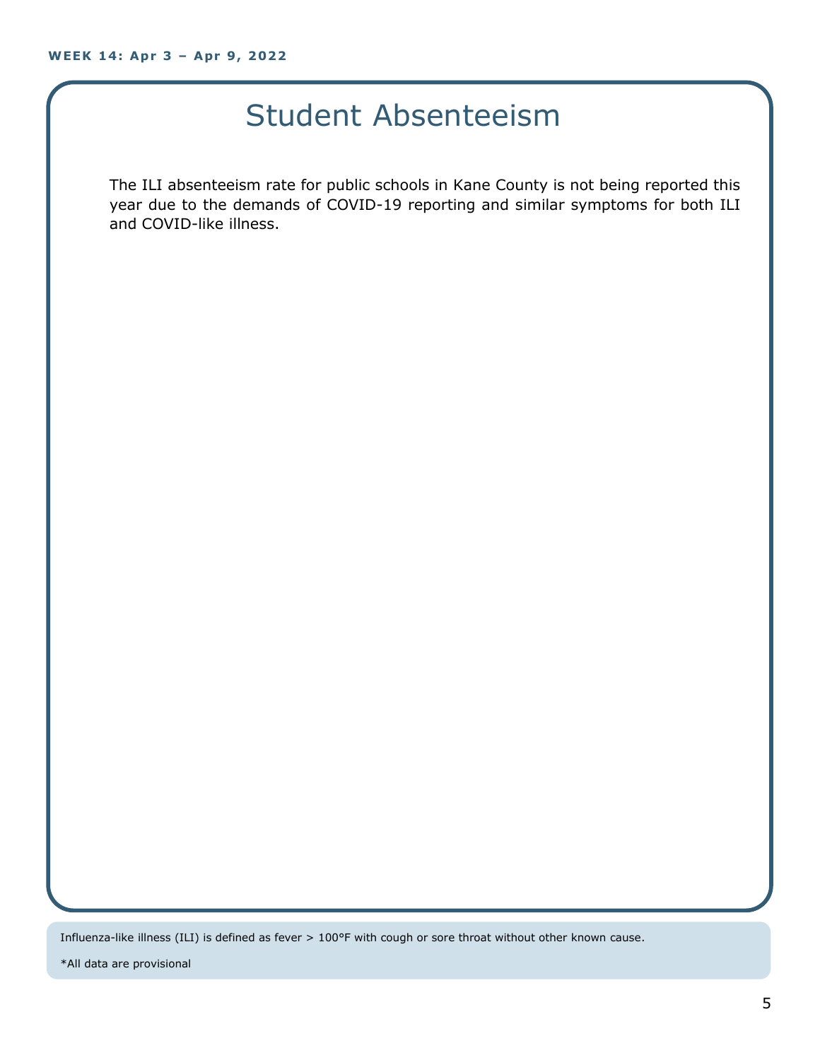# Student Absenteeism

The ILI absenteeism rate for public schools in Kane County is not being reported this year due to the demands of COVID-19 reporting and similar symptoms for both ILI and COVID-like illness.

Influenza-like illness (ILI) is defined as fever > 100°F with cough or sore throat without other known cause.

*All data are provisional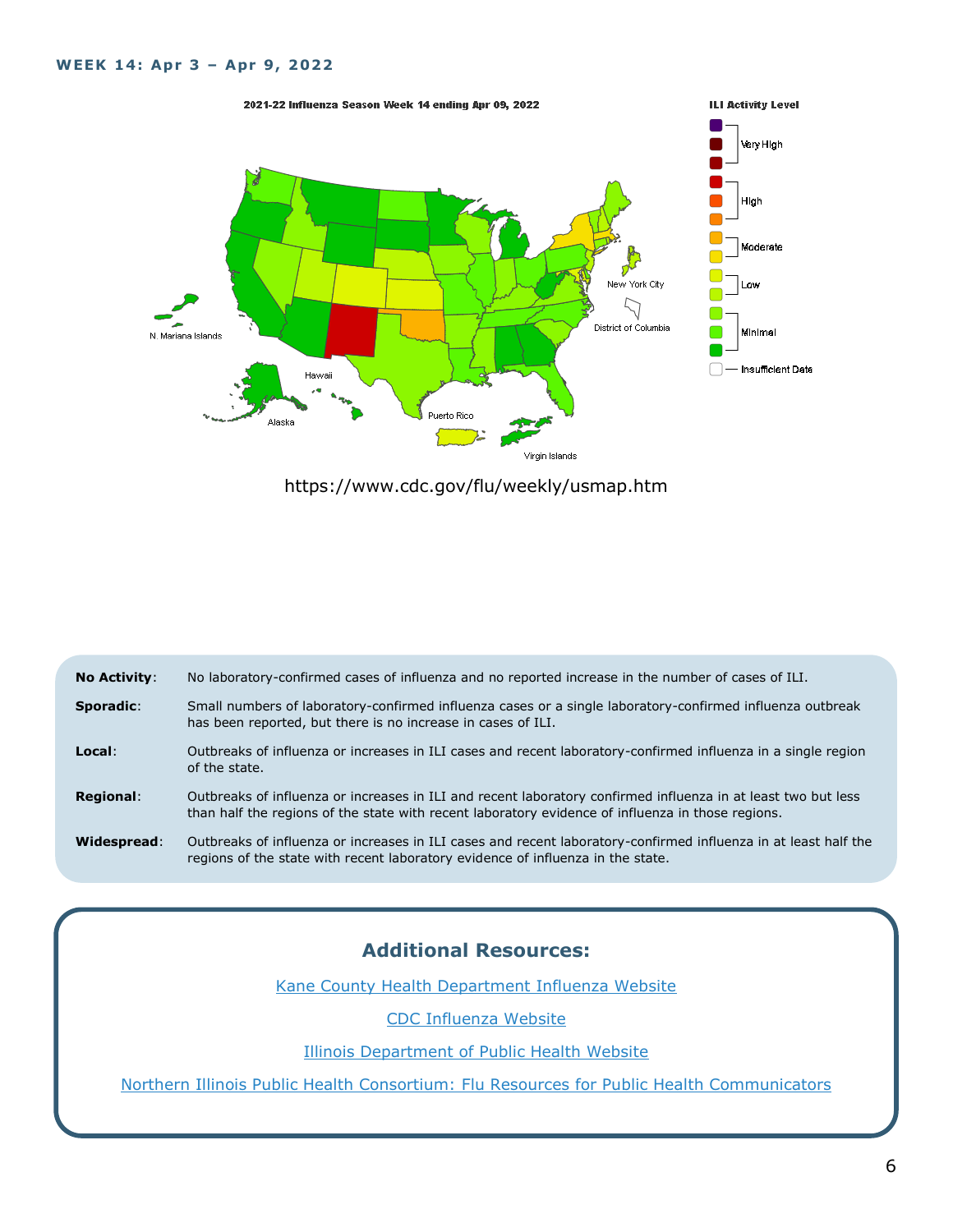## WEEK 14: Apr 3 – Apr 9, 2022

2021-22 Influenza Season Week 14 ending Apr 09, 2022

ILI Activity Level

Very High

High

Moderate

Low

Minimal

Insufficient Data

N. Mariana Islands

New York City

District of Columbia

Hawaii

Alaska

Puerto Rico

Virgin Islands

https://www.cdc.gov/flu/weekly/usmap.htm

| | |
|---|---|
| **No Activity**: | No laboratory-confirmed cases of influenza and no reported increase in the number of cases of ILI. |
| **Sporadic**: | Small numbers of laboratory-confirmed influenza cases or a single laboratory-confirmed influenza outbreak has been reported, but there is no increase in cases of ILI. |
| **Local**: | Outbreaks of influenza or increases in ILI cases and recent laboratory-confirmed influenza in a single region of the state. |
| **Regional**: | Outbreaks of influenza or increases in ILI and recent laboratory confirmed influenza in at least two but less than half the regions of the state with recent laboratory evidence of influenza in those regions. |
| **Widespread**: | Outbreaks of influenza or increases in ILI cases and recent laboratory-confirmed influenza in at least half the regions of the state with recent laboratory evidence of influenza in the state. |

### Additional Resources:

Kane County Health Department Influenza Website

CDC Influenza Website

Illinois Department of Public Health Website

Northern Illinois Public Health Consortium: Flu Resources for Public Health Communicators